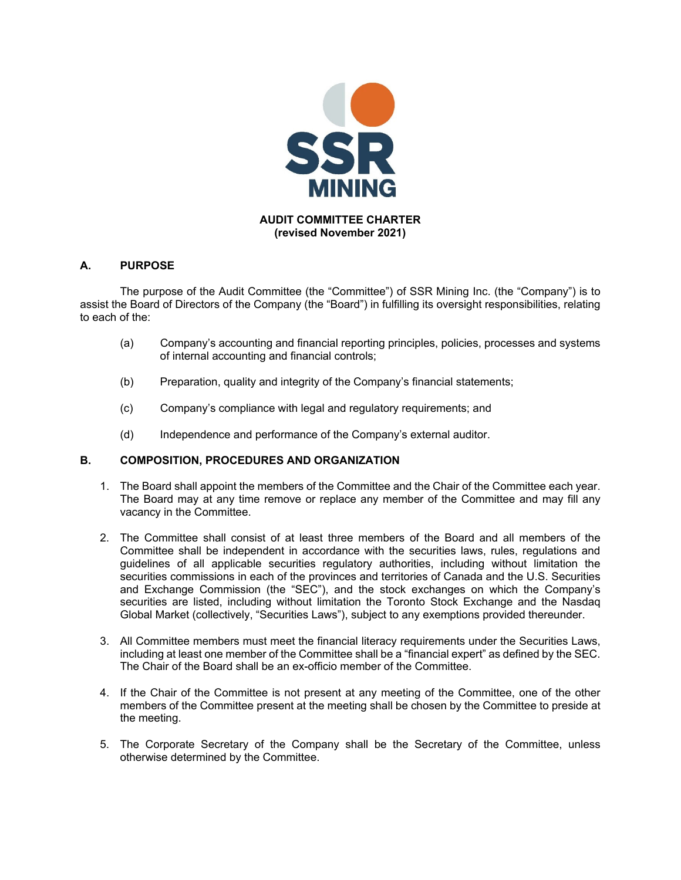SSR MINING

# AUDIT COMMITTEE CHARTER
**(revised November 2021)**

## A. PURPOSE

The purpose of the Audit Committee (the "Committee") of SSR Mining Inc. (the "Company") is to assist the Board of Directors of the Company (the "Board") in fulfilling its oversight responsibilities, relating to each of the:

(a) Company's accounting and financial reporting principles, policies, processes and systems of internal accounting and financial controls;

(b) Preparation, quality and integrity of the Company's financial statements;

(c) Company's compliance with legal and regulatory requirements; and

(d) Independence and performance of the Company's external auditor.

## B. COMPOSITION, PROCEDURES AND ORGANIZATION

1. The Board shall appoint the members of the Committee and the Chair of the Committee each year. The Board may at any time remove or replace any member of the Committee and may fill any vacancy in the Committee.

2. The Committee shall consist of at least three members of the Board and all members of the Committee shall be independent in accordance with the securities laws, rules, regulations and guidelines of all applicable securities regulatory authorities, including without limitation the securities commissions in each of the provinces and territories of Canada and the U.S. Securities and Exchange Commission (the "SEC"), and the stock exchanges on which the Company's securities are listed, including without limitation the Toronto Stock Exchange and the Nasdaq Global Market (collectively, "Securities Laws"), subject to any exemptions provided thereunder.

3. All Committee members must meet the financial literacy requirements under the Securities Laws, including at least one member of the Committee shall be a "financial expert" as defined by the SEC. The Chair of the Board shall be an ex-officio member of the Committee.

4. If the Chair of the Committee is not present at any meeting of the Committee, one of the other members of the Committee present at the meeting shall be chosen by the Committee to preside at the meeting.

5. The Corporate Secretary of the Company shall be the Secretary of the Committee, unless otherwise determined by the Committee.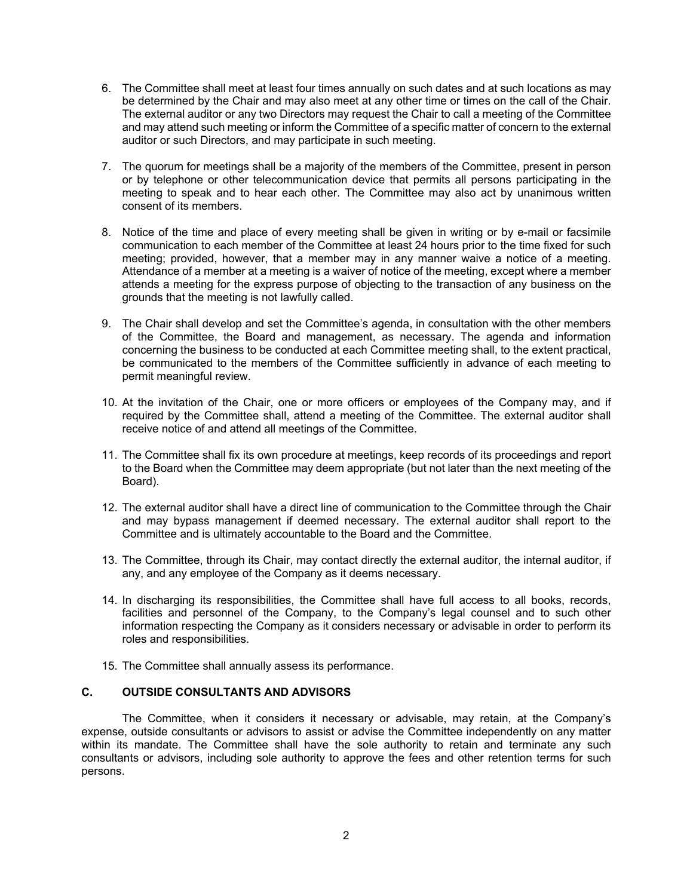6. The Committee shall meet at least four times annually on such dates and at such locations as may be determined by the Chair and may also meet at any other time or times on the call of the Chair. The external auditor or any two Directors may request the Chair to call a meeting of the Committee and may attend such meeting or inform the Committee of a specific matter of concern to the external auditor or such Directors, and may participate in such meeting.

7. The quorum for meetings shall be a majority of the members of the Committee, present in person or by telephone or other telecommunication device that permits all persons participating in the meeting to speak and to hear each other. The Committee may also act by unanimous written consent of its members.

8. Notice of the time and place of every meeting shall be given in writing or by e-mail or facsimile communication to each member of the Committee at least 24 hours prior to the time fixed for such meeting; provided, however, that a member may in any manner waive a notice of a meeting. Attendance of a member at a meeting is a waiver of notice of the meeting, except where a member attends a meeting for the express purpose of objecting to the transaction of any business on the grounds that the meeting is not lawfully called.

9. The Chair shall develop and set the Committee's agenda, in consultation with the other members of the Committee, the Board and management, as necessary. The agenda and information concerning the business to be conducted at each Committee meeting shall, to the extent practical, be communicated to the members of the Committee sufficiently in advance of each meeting to permit meaningful review.

10. At the invitation of the Chair, one or more officers or employees of the Company may, and if required by the Committee shall, attend a meeting of the Committee. The external auditor shall receive notice of and attend all meetings of the Committee.

11. The Committee shall fix its own procedure at meetings, keep records of its proceedings and report to the Board when the Committee may deem appropriate (but not later than the next meeting of the Board).

12. The external auditor shall have a direct line of communication to the Committee through the Chair and may bypass management if deemed necessary. The external auditor shall report to the Committee and is ultimately accountable to the Board and the Committee.

13. The Committee, through its Chair, may contact directly the external auditor, the internal auditor, if any, and any employee of the Company as it deems necessary.

14. In discharging its responsibilities, the Committee shall have full access to all books, records, facilities and personnel of the Company, to the Company's legal counsel and to such other information respecting the Company as it considers necessary or advisable in order to perform its roles and responsibilities.

15. The Committee shall annually assess its performance.

### C. OUTSIDE CONSULTANTS AND ADVISORS

The Committee, when it considers it necessary or advisable, may retain, at the Company's expense, outside consultants or advisors to assist or advise the Committee independently on any matter within its mandate. The Committee shall have the sole authority to retain and terminate any such consultants or advisors, including sole authority to approve the fees and other retention terms for such persons.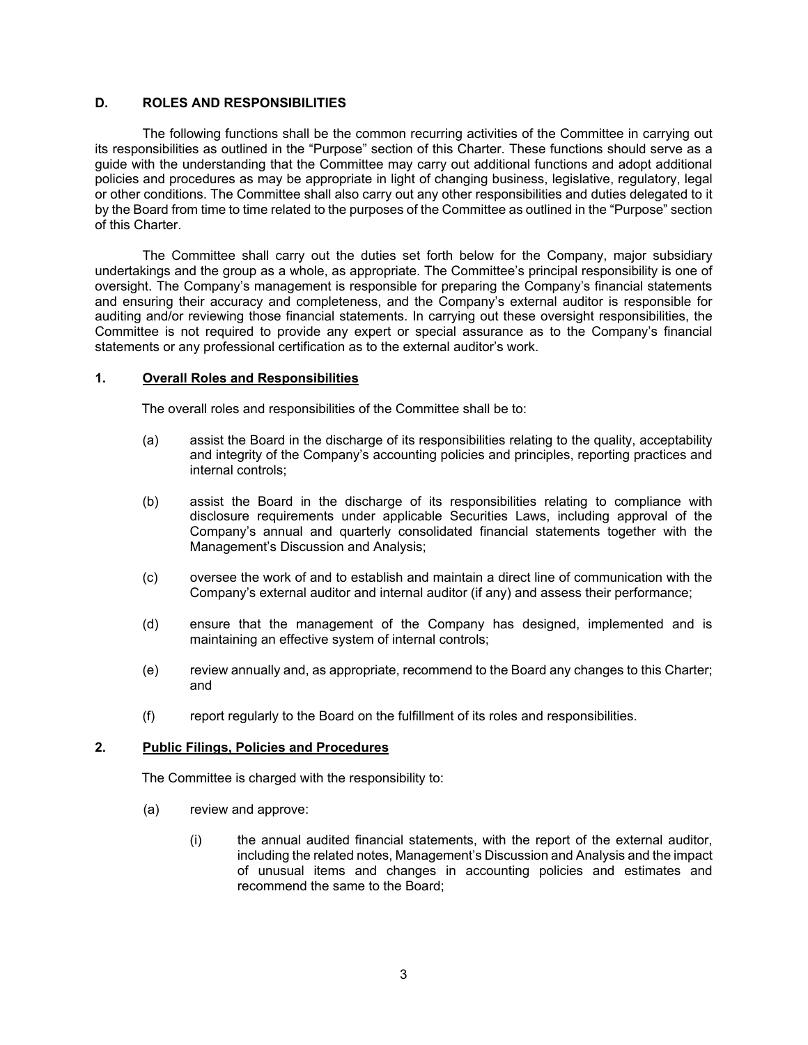## D. ROLES AND RESPONSIBILITIES

The following functions shall be the common recurring activities of the Committee in carrying out its responsibilities as outlined in the "Purpose" section of this Charter. These functions should serve as a guide with the understanding that the Committee may carry out additional functions and adopt additional policies and procedures as may be appropriate in light of changing business, legislative, regulatory, legal or other conditions. The Committee shall also carry out any other responsibilities and duties delegated to it by the Board from time to time related to the purposes of the Committee as outlined in the "Purpose" section of this Charter.

The Committee shall carry out the duties set forth below for the Company, major subsidiary undertakings and the group as a whole, as appropriate. The Committee's principal responsibility is one of oversight. The Company's management is responsible for preparing the Company's financial statements and ensuring their accuracy and completeness, and the Company's external auditor is responsible for auditing and/or reviewing those financial statements. In carrying out these oversight responsibilities, the Committee is not required to provide any expert or special assurance as to the Company's financial statements or any professional certification as to the external auditor's work.

### 1. Overall Roles and Responsibilities

The overall roles and responsibilities of the Committee shall be to:

(a) assist the Board in the discharge of its responsibilities relating to the quality, acceptability and integrity of the Company's accounting policies and principles, reporting practices and internal controls;

(b) assist the Board in the discharge of its responsibilities relating to compliance with disclosure requirements under applicable Securities Laws, including approval of the Company's annual and quarterly consolidated financial statements together with the Management's Discussion and Analysis;

(c) oversee the work of and to establish and maintain a direct line of communication with the Company's external auditor and internal auditor (if any) and assess their performance;

(d) ensure that the management of the Company has designed, implemented and is maintaining an effective system of internal controls;

(e) review annually and, as appropriate, recommend to the Board any changes to this Charter; and

(f) report regularly to the Board on the fulfillment of its roles and responsibilities.

### 2. Public Filings, Policies and Procedures

The Committee is charged with the responsibility to:

(a) review and approve:

(i) the annual audited financial statements, with the report of the external auditor, including the related notes, Management's Discussion and Analysis and the impact of unusual items and changes in accounting policies and estimates and recommend the same to the Board;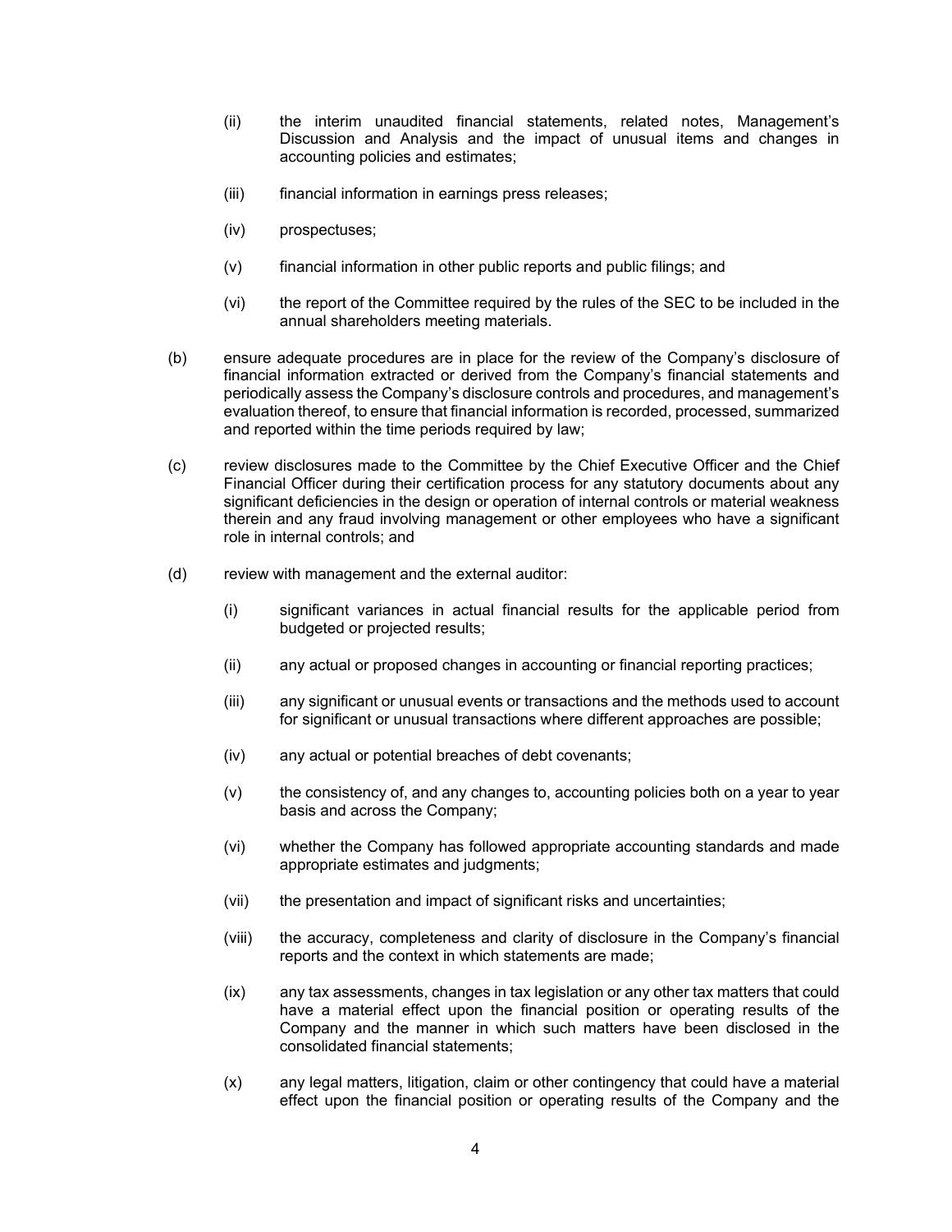(ii) the interim unaudited financial statements, related notes, Management's Discussion and Analysis and the impact of unusual items and changes in accounting policies and estimates;

(iii) financial information in earnings press releases;

(iv) prospectuses;

(v) financial information in other public reports and public filings; and

(vi) the report of the Committee required by the rules of the SEC to be included in the annual shareholders meeting materials.

(b) ensure adequate procedures are in place for the review of the Company's disclosure of financial information extracted or derived from the Company's financial statements and periodically assess the Company's disclosure controls and procedures, and management's evaluation thereof, to ensure that financial information is recorded, processed, summarized and reported within the time periods required by law;

(c) review disclosures made to the Committee by the Chief Executive Officer and the Chief Financial Officer during their certification process for any statutory documents about any significant deficiencies in the design or operation of internal controls or material weakness therein and any fraud involving management or other employees who have a significant role in internal controls; and

(d) review with management and the external auditor:

(i) significant variances in actual financial results for the applicable period from budgeted or projected results;

(ii) any actual or proposed changes in accounting or financial reporting practices;

(iii) any significant or unusual events or transactions and the methods used to account for significant or unusual transactions where different approaches are possible;

(iv) any actual or potential breaches of debt covenants;

(v) the consistency of, and any changes to, accounting policies both on a year to year basis and across the Company;

(vi) whether the Company has followed appropriate accounting standards and made appropriate estimates and judgments;

(vii) the presentation and impact of significant risks and uncertainties;

(viii) the accuracy, completeness and clarity of disclosure in the Company's financial reports and the context in which statements are made;

(ix) any tax assessments, changes in tax legislation or any other tax matters that could have a material effect upon the financial position or operating results of the Company and the manner in which such matters have been disclosed in the consolidated financial statements;

(x) any legal matters, litigation, claim or other contingency that could have a material effect upon the financial position or operating results of the Company and the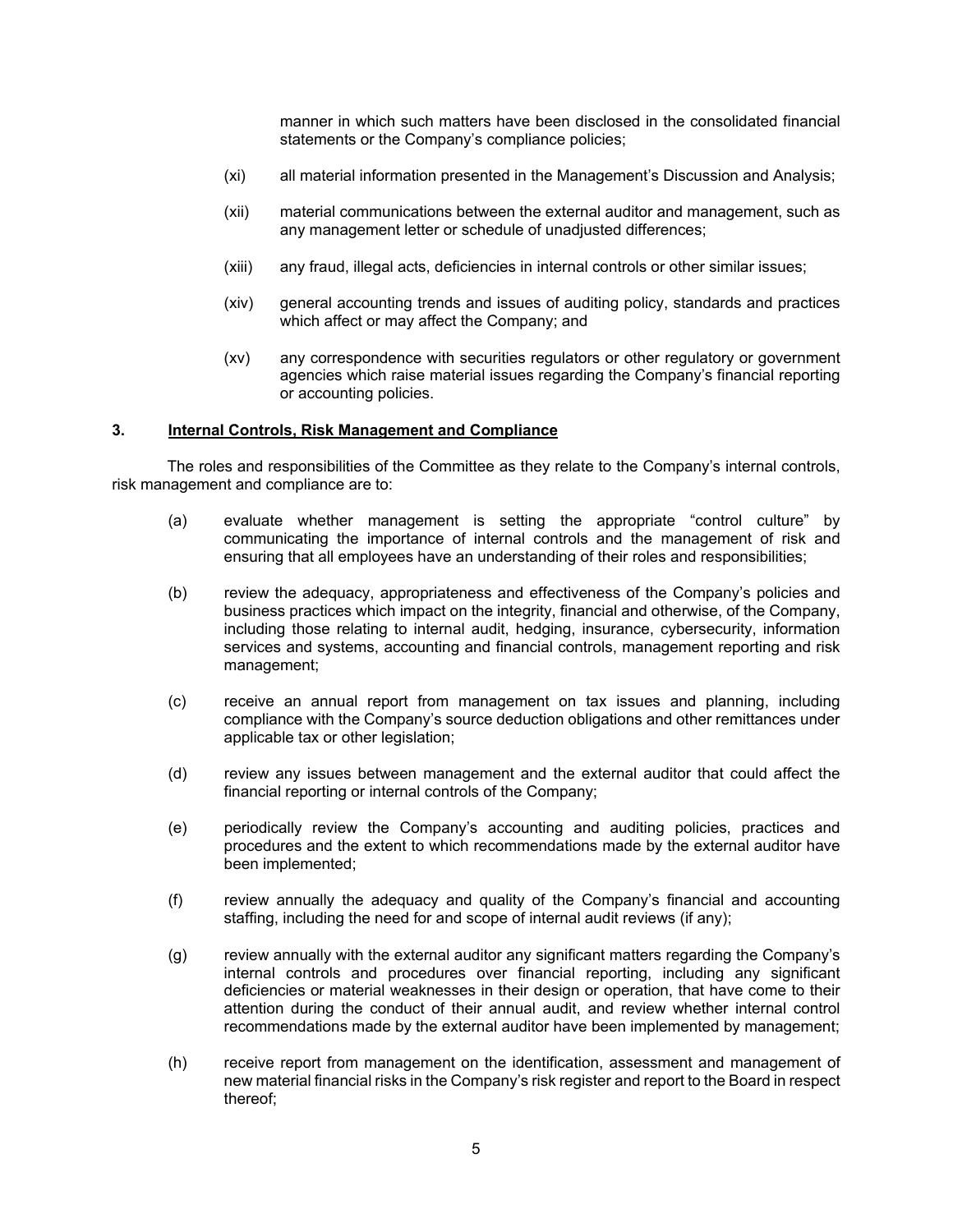manner in which such matters have been disclosed in the consolidated financial statements or the Company's compliance policies;

(xi) all material information presented in the Management's Discussion and Analysis;

(xii) material communications between the external auditor and management, such as any management letter or schedule of unadjusted differences;

(xiii) any fraud, illegal acts, deficiencies in internal controls or other similar issues;

(xiv) general accounting trends and issues of auditing policy, standards and practices which affect or may affect the Company; and

(xv) any correspondence with securities regulators or other regulatory or government agencies which raise material issues regarding the Company's financial reporting or accounting policies.

## 3. Internal Controls, Risk Management and Compliance

The roles and responsibilities of the Committee as they relate to the Company's internal controls, risk management and compliance are to:

(a) evaluate whether management is setting the appropriate "control culture" by communicating the importance of internal controls and the management of risk and ensuring that all employees have an understanding of their roles and responsibilities;

(b) review the adequacy, appropriateness and effectiveness of the Company's policies and business practices which impact on the integrity, financial and otherwise, of the Company, including those relating to internal audit, hedging, insurance, cybersecurity, information services and systems, accounting and financial controls, management reporting and risk management;

(c) receive an annual report from management on tax issues and planning, including compliance with the Company's source deduction obligations and other remittances under applicable tax or other legislation;

(d) review any issues between management and the external auditor that could affect the financial reporting or internal controls of the Company;

(e) periodically review the Company's accounting and auditing policies, practices and procedures and the extent to which recommendations made by the external auditor have been implemented;

(f) review annually the adequacy and quality of the Company's financial and accounting staffing, including the need for and scope of internal audit reviews (if any);

(g) review annually with the external auditor any significant matters regarding the Company's internal controls and procedures over financial reporting, including any significant deficiencies or material weaknesses in their design or operation, that have come to their attention during the conduct of their annual audit, and review whether internal control recommendations made by the external auditor have been implemented by management;

(h) receive report from management on the identification, assessment and management of new material financial risks in the Company's risk register and report to the Board in respect thereof;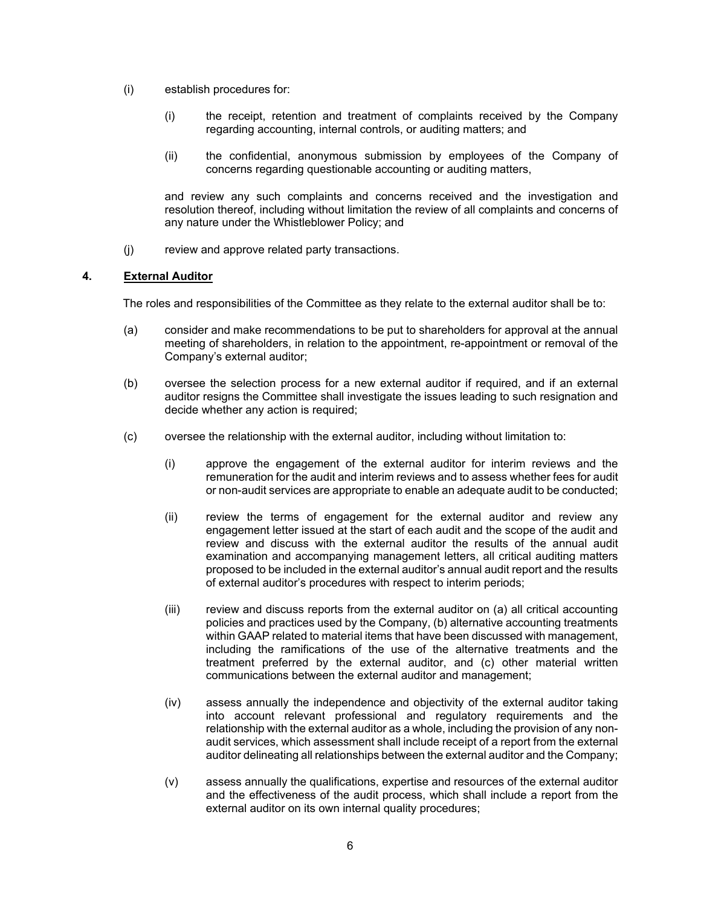(i) establish procedures for:

  (i) the receipt, retention and treatment of complaints received by the Company regarding accounting, internal controls, or auditing matters; and

  (ii) the confidential, anonymous submission by employees of the Company of concerns regarding questionable accounting or auditing matters,

  and review any such complaints and concerns received and the investigation and resolution thereof, including without limitation the review of all complaints and concerns of any nature under the Whistleblower Policy; and

(j) review and approve related party transactions.

## 4. External Auditor

The roles and responsibilities of the Committee as they relate to the external auditor shall be to:

(a) consider and make recommendations to be put to shareholders for approval at the annual meeting of shareholders, in relation to the appointment, re-appointment or removal of the Company's external auditor;

(b) oversee the selection process for a new external auditor if required, and if an external auditor resigns the Committee shall investigate the issues leading to such resignation and decide whether any action is required;

(c) oversee the relationship with the external auditor, including without limitation to:

  (i) approve the engagement of the external auditor for interim reviews and the remuneration for the audit and interim reviews and to assess whether fees for audit or non-audit services are appropriate to enable an adequate audit to be conducted;

  (ii) review the terms of engagement for the external auditor and review any engagement letter issued at the start of each audit and the scope of the audit and review and discuss with the external auditor the results of the annual audit examination and accompanying management letters, all critical auditing matters proposed to be included in the external auditor's annual audit report and the results of external auditor's procedures with respect to interim periods;

  (iii) review and discuss reports from the external auditor on (a) all critical accounting policies and practices used by the Company, (b) alternative accounting treatments within GAAP related to material items that have been discussed with management, including the ramifications of the use of the alternative treatments and the treatment preferred by the external auditor, and (c) other material written communications between the external auditor and management;

  (iv) assess annually the independence and objectivity of the external auditor taking into account relevant professional and regulatory requirements and the relationship with the external auditor as a whole, including the provision of any non-audit services, which assessment shall include receipt of a report from the external auditor delineating all relationships between the external auditor and the Company;

  (v) assess annually the qualifications, expertise and resources of the external auditor and the effectiveness of the audit process, which shall include a report from the external auditor on its own internal quality procedures;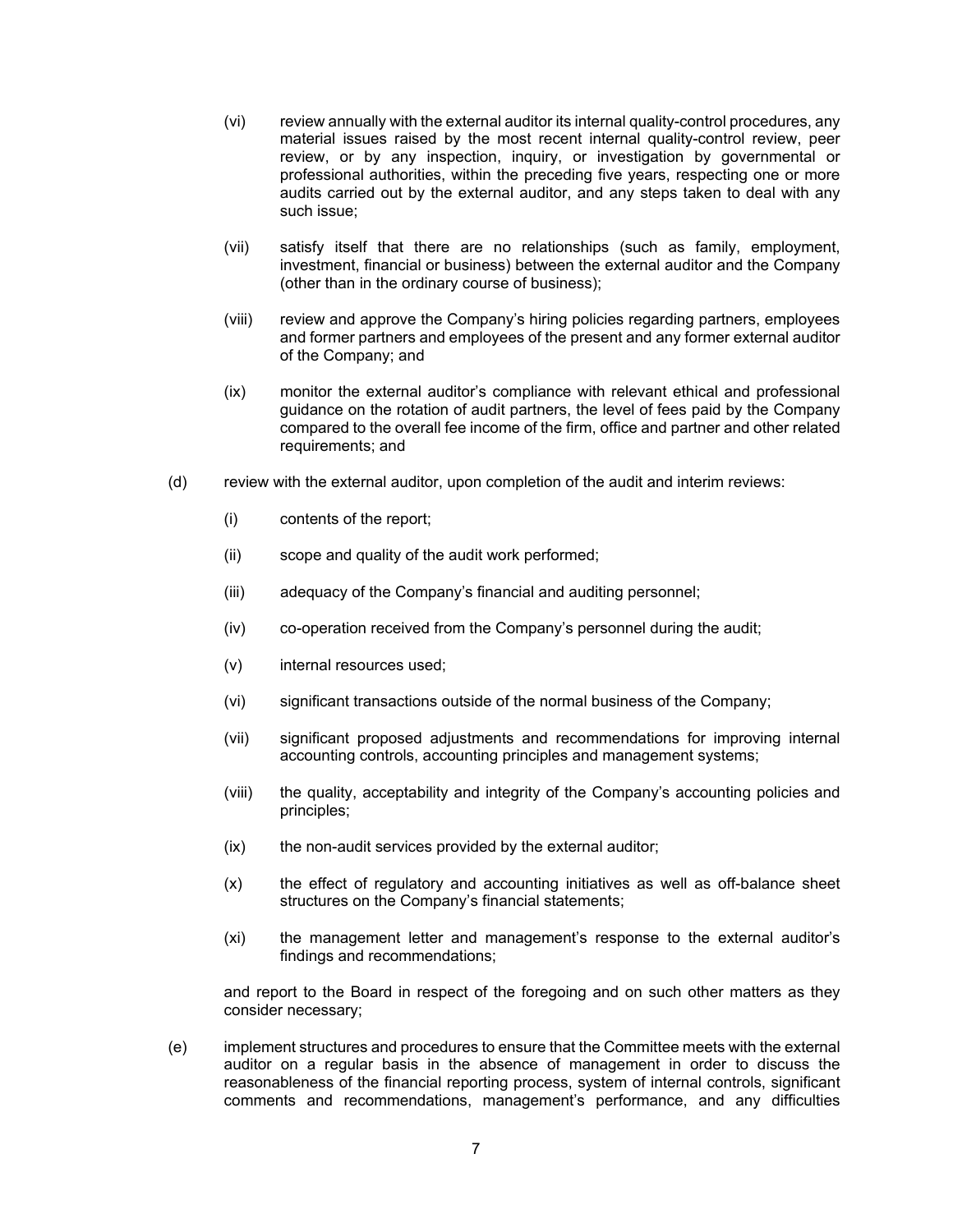(vi) review annually with the external auditor its internal quality-control procedures, any material issues raised by the most recent internal quality-control review, peer review, or by any inspection, inquiry, or investigation by governmental or professional authorities, within the preceding five years, respecting one or more audits carried out by the external auditor, and any steps taken to deal with any such issue;

(vii) satisfy itself that there are no relationships (such as family, employment, investment, financial or business) between the external auditor and the Company (other than in the ordinary course of business);

(viii) review and approve the Company's hiring policies regarding partners, employees and former partners and employees of the present and any former external auditor of the Company; and

(ix) monitor the external auditor's compliance with relevant ethical and professional guidance on the rotation of audit partners, the level of fees paid by the Company compared to the overall fee income of the firm, office and partner and other related requirements; and

(d) review with the external auditor, upon completion of the audit and interim reviews:

(i) contents of the report;

(ii) scope and quality of the audit work performed;

(iii) adequacy of the Company's financial and auditing personnel;

(iv) co-operation received from the Company's personnel during the audit;

(v) internal resources used;

(vi) significant transactions outside of the normal business of the Company;

(vii) significant proposed adjustments and recommendations for improving internal accounting controls, accounting principles and management systems;

(viii) the quality, acceptability and integrity of the Company's accounting policies and principles;

(ix) the non-audit services provided by the external auditor;

(x) the effect of regulatory and accounting initiatives as well as off-balance sheet structures on the Company's financial statements;

(xi) the management letter and management's response to the external auditor's findings and recommendations;

and report to the Board in respect of the foregoing and on such other matters as they consider necessary;

(e) implement structures and procedures to ensure that the Committee meets with the external auditor on a regular basis in the absence of management in order to discuss the reasonableness of the financial reporting process, system of internal controls, significant comments and recommendations, management's performance, and any difficulties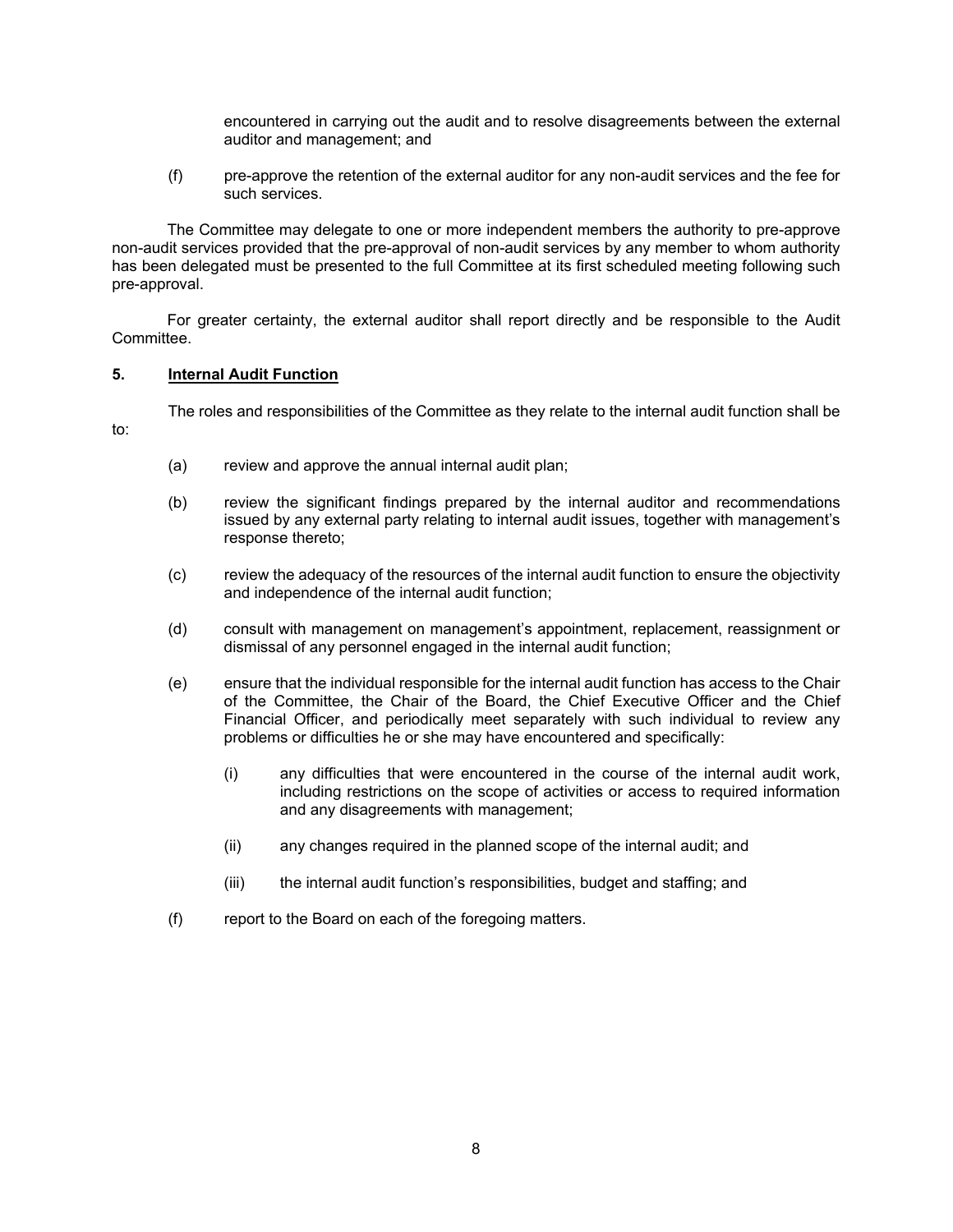encountered in carrying out the audit and to resolve disagreements between the external auditor and management; and

(f) pre-approve the retention of the external auditor for any non-audit services and the fee for such services.

The Committee may delegate to one or more independent members the authority to pre-approve non-audit services provided that the pre-approval of non-audit services by any member to whom authority has been delegated must be presented to the full Committee at its first scheduled meeting following such pre-approval.

For greater certainty, the external auditor shall report directly and be responsible to the Audit Committee.

## 5. Internal Audit Function

The roles and responsibilities of the Committee as they relate to the internal audit function shall be to:

(a) review and approve the annual internal audit plan;

(b) review the significant findings prepared by the internal auditor and recommendations issued by any external party relating to internal audit issues, together with management's response thereto;

(c) review the adequacy of the resources of the internal audit function to ensure the objectivity and independence of the internal audit function;

(d) consult with management on management's appointment, replacement, reassignment or dismissal of any personnel engaged in the internal audit function;

(e) ensure that the individual responsible for the internal audit function has access to the Chair of the Committee, the Chair of the Board, the Chief Executive Officer and the Chief Financial Officer, and periodically meet separately with such individual to review any problems or difficulties he or she may have encountered and specifically:

   (i) any difficulties that were encountered in the course of the internal audit work, including restrictions on the scope of activities or access to required information and any disagreements with management;

   (ii) any changes required in the planned scope of the internal audit; and

   (iii) the internal audit function's responsibilities, budget and staffing; and

(f) report to the Board on each of the foregoing matters.